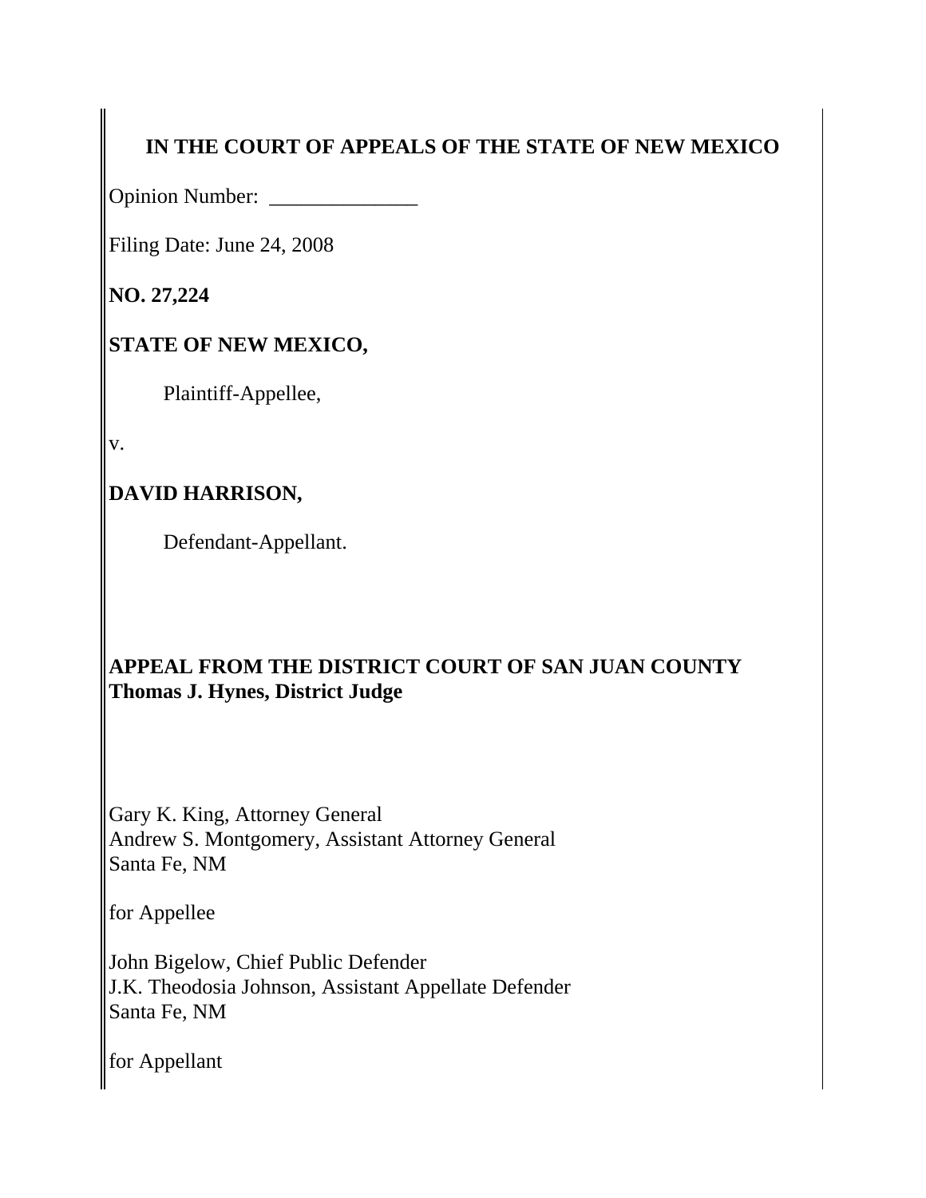**IN THE COURT OF APPEALS OF THE STATE OF NEW MEXICO**

Opinion Number: ______________

Filing Date: June 24, 2008

**NO. 27,224**

**STATE OF NEW MEXICO,**

Plaintiff-Appellee,

v.

**DAVID HARRISON,**

Defendant-Appellant.

**APPEAL FROM THE DISTRICT COURT OF SAN JUAN COUNTY**
**Thomas J. Hynes, District Judge**

Gary K. King, Attorney General
Andrew S. Montgomery, Assistant Attorney General
Santa Fe, NM

for Appellee

John Bigelow, Chief Public Defender
J.K. Theodosia Johnson, Assistant Appellate Defender
Santa Fe, NM

for Appellant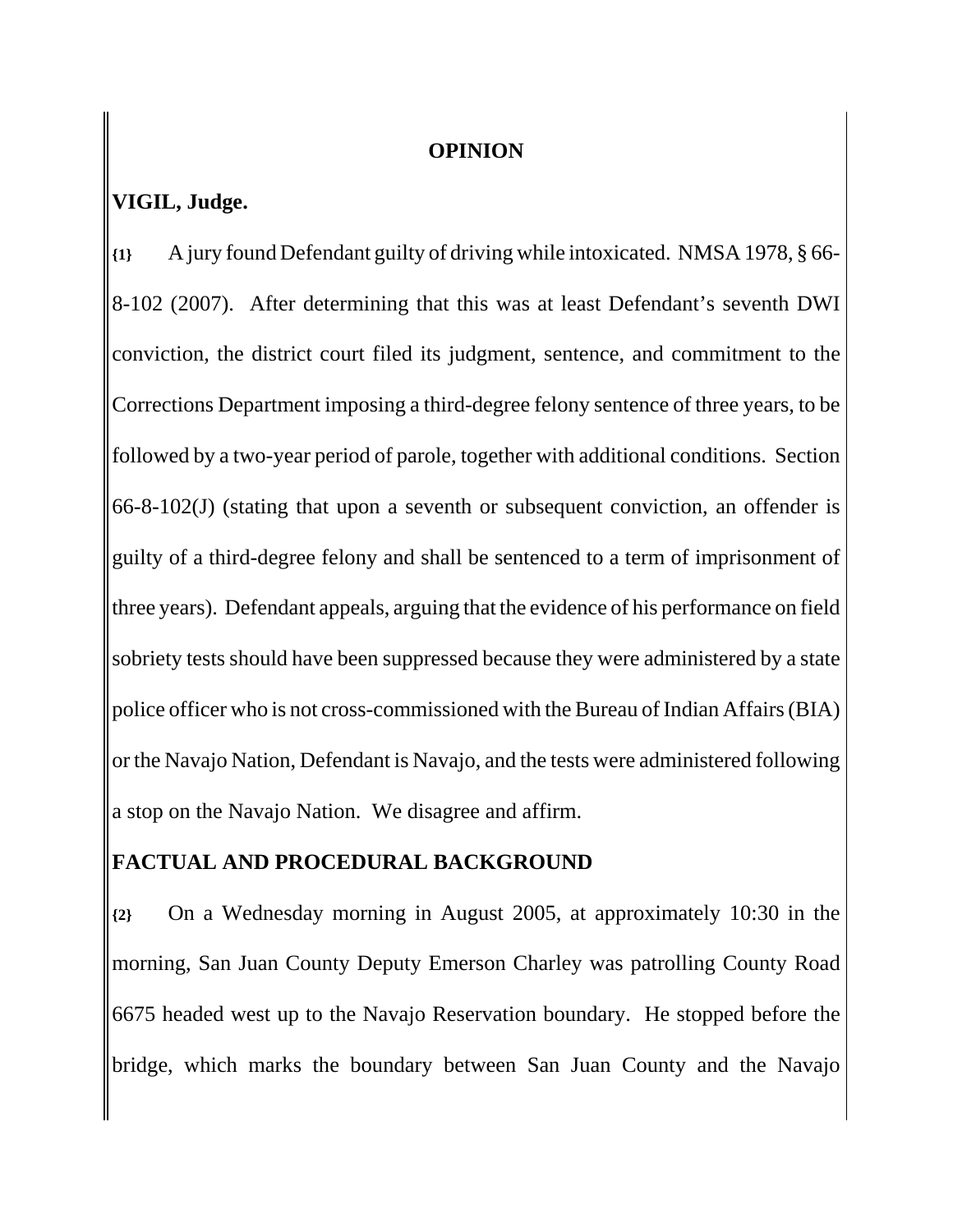## OPINION

**VIGIL, Judge.**

**{1}** A jury found Defendant guilty of driving while intoxicated. NMSA 1978, § 66-8-102 (2007). After determining that this was at least Defendant's seventh DWI conviction, the district court filed its judgment, sentence, and commitment to the Corrections Department imposing a third-degree felony sentence of three years, to be followed by a two-year period of parole, together with additional conditions. Section 66-8-102(J) (stating that upon a seventh or subsequent conviction, an offender is guilty of a third-degree felony and shall be sentenced to a term of imprisonment of three years). Defendant appeals, arguing that the evidence of his performance on field sobriety tests should have been suppressed because they were administered by a state police officer who is not cross-commissioned with the Bureau of Indian Affairs (BIA) or the Navajo Nation, Defendant is Navajo, and the tests were administered following a stop on the Navajo Nation. We disagree and affirm.

## FACTUAL AND PROCEDURAL BACKGROUND

**{2}** On a Wednesday morning in August 2005, at approximately 10:30 in the morning, San Juan County Deputy Emerson Charley was patrolling County Road 6675 headed west up to the Navajo Reservation boundary. He stopped before the bridge, which marks the boundary between San Juan County and the Navajo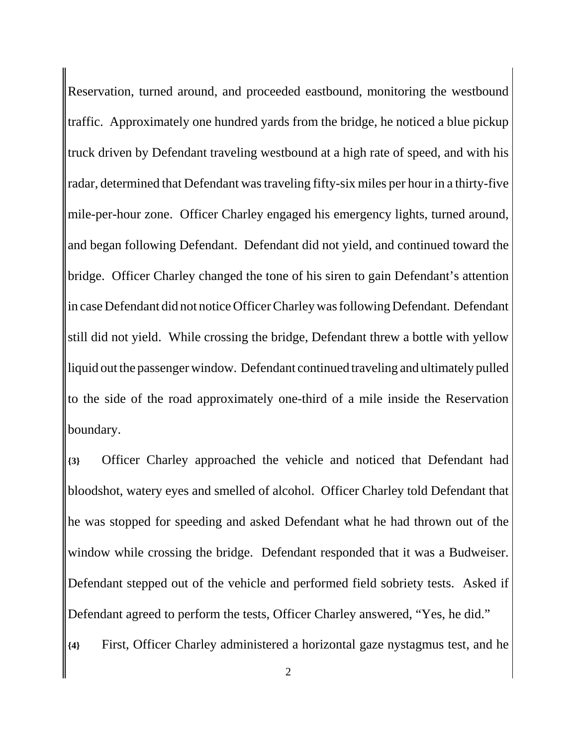Reservation, turned around, and proceeded eastbound, monitoring the westbound traffic. Approximately one hundred yards from the bridge, he noticed a blue pickup truck driven by Defendant traveling westbound at a high rate of speed, and with his radar, determined that Defendant was traveling fifty-six miles per hour in a thirty-five mile-per-hour zone. Officer Charley engaged his emergency lights, turned around, and began following Defendant. Defendant did not yield, and continued toward the bridge. Officer Charley changed the tone of his siren to gain Defendant's attention in case Defendant did not notice Officer Charley was following Defendant. Defendant still did not yield. While crossing the bridge, Defendant threw a bottle with yellow liquid out the passenger window. Defendant continued traveling and ultimately pulled to the side of the road approximately one-third of a mile inside the Reservation boundary.

**{3}** Officer Charley approached the vehicle and noticed that Defendant had bloodshot, watery eyes and smelled of alcohol. Officer Charley told Defendant that he was stopped for speeding and asked Defendant what he had thrown out of the window while crossing the bridge. Defendant responded that it was a Budweiser. Defendant stepped out of the vehicle and performed field sobriety tests. Asked if Defendant agreed to perform the tests, Officer Charley answered, "Yes, he did."

**{4}** First, Officer Charley administered a horizontal gaze nystagmus test, and he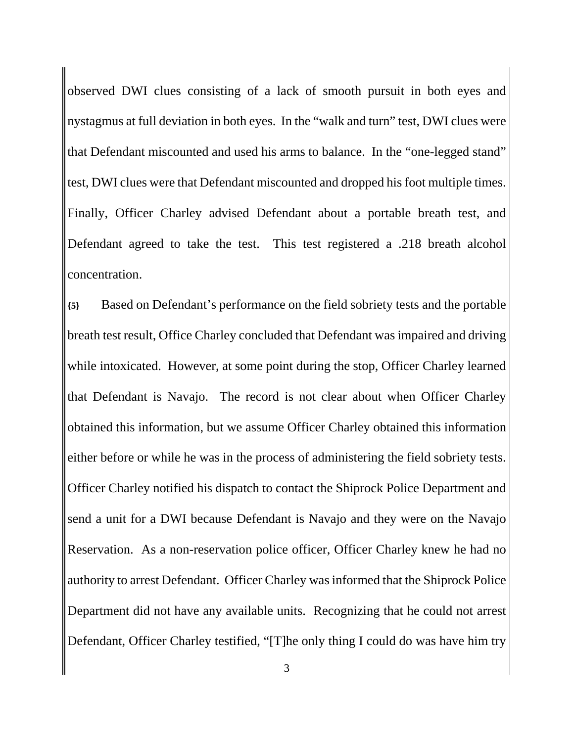observed DWI clues consisting of a lack of smooth pursuit in both eyes and nystagmus at full deviation in both eyes. In the "walk and turn" test, DWI clues were that Defendant miscounted and used his arms to balance. In the "one-legged stand" test, DWI clues were that Defendant miscounted and dropped his foot multiple times. Finally, Officer Charley advised Defendant about a portable breath test, and Defendant agreed to take the test. This test registered a .218 breath alcohol concentration.

**{5}** Based on Defendant's performance on the field sobriety tests and the portable breath test result, Office Charley concluded that Defendant was impaired and driving while intoxicated. However, at some point during the stop, Officer Charley learned that Defendant is Navajo. The record is not clear about when Officer Charley obtained this information, but we assume Officer Charley obtained this information either before or while he was in the process of administering the field sobriety tests. Officer Charley notified his dispatch to contact the Shiprock Police Department and send a unit for a DWI because Defendant is Navajo and they were on the Navajo Reservation. As a non-reservation police officer, Officer Charley knew he had no authority to arrest Defendant. Officer Charley was informed that the Shiprock Police Department did not have any available units. Recognizing that he could not arrest Defendant, Officer Charley testified, "[T]he only thing I could do was have him try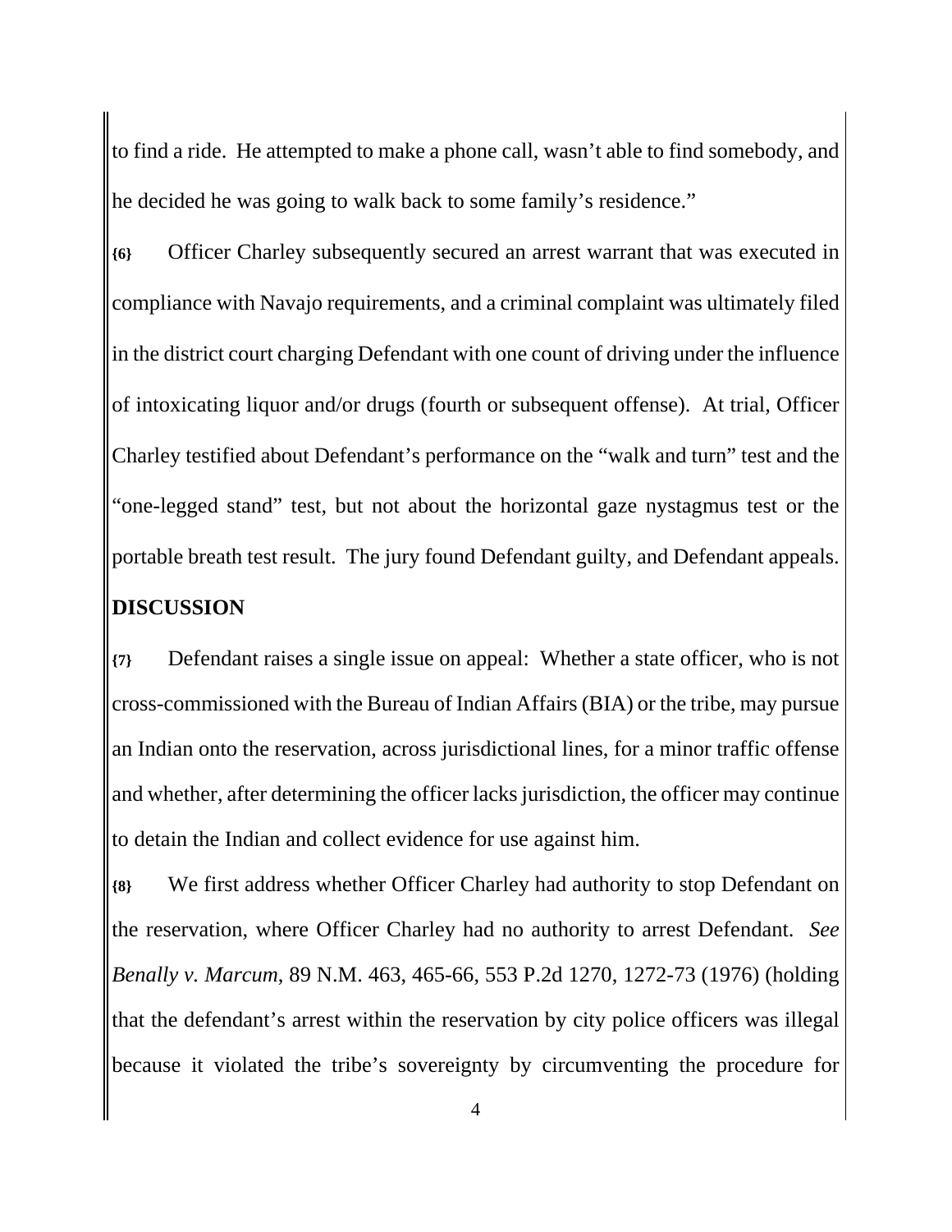to find a ride. He attempted to make a phone call, wasn't able to find somebody, and he decided he was going to walk back to some family's residence."

**{6}** Officer Charley subsequently secured an arrest warrant that was executed in compliance with Navajo requirements, and a criminal complaint was ultimately filed in the district court charging Defendant with one count of driving under the influence of intoxicating liquor and/or drugs (fourth or subsequent offense). At trial, Officer Charley testified about Defendant's performance on the "walk and turn" test and the "one-legged stand" test, but not about the horizontal gaze nystagmus test or the portable breath test result. The jury found Defendant guilty, and Defendant appeals.

## DISCUSSION

**{7}** Defendant raises a single issue on appeal: Whether a state officer, who is not cross-commissioned with the Bureau of Indian Affairs (BIA) or the tribe, may pursue an Indian onto the reservation, across jurisdictional lines, for a minor traffic offense and whether, after determining the officer lacks jurisdiction, the officer may continue to detain the Indian and collect evidence for use against him.

**{8}** We first address whether Officer Charley had authority to stop Defendant on the reservation, where Officer Charley had no authority to arrest Defendant. *See Benally v. Marcum*, 89 N.M. 463, 465-66, 553 P.2d 1270, 1272-73 (1976) (holding that the defendant's arrest within the reservation by city police officers was illegal because it violated the tribe's sovereignty by circumventing the procedure for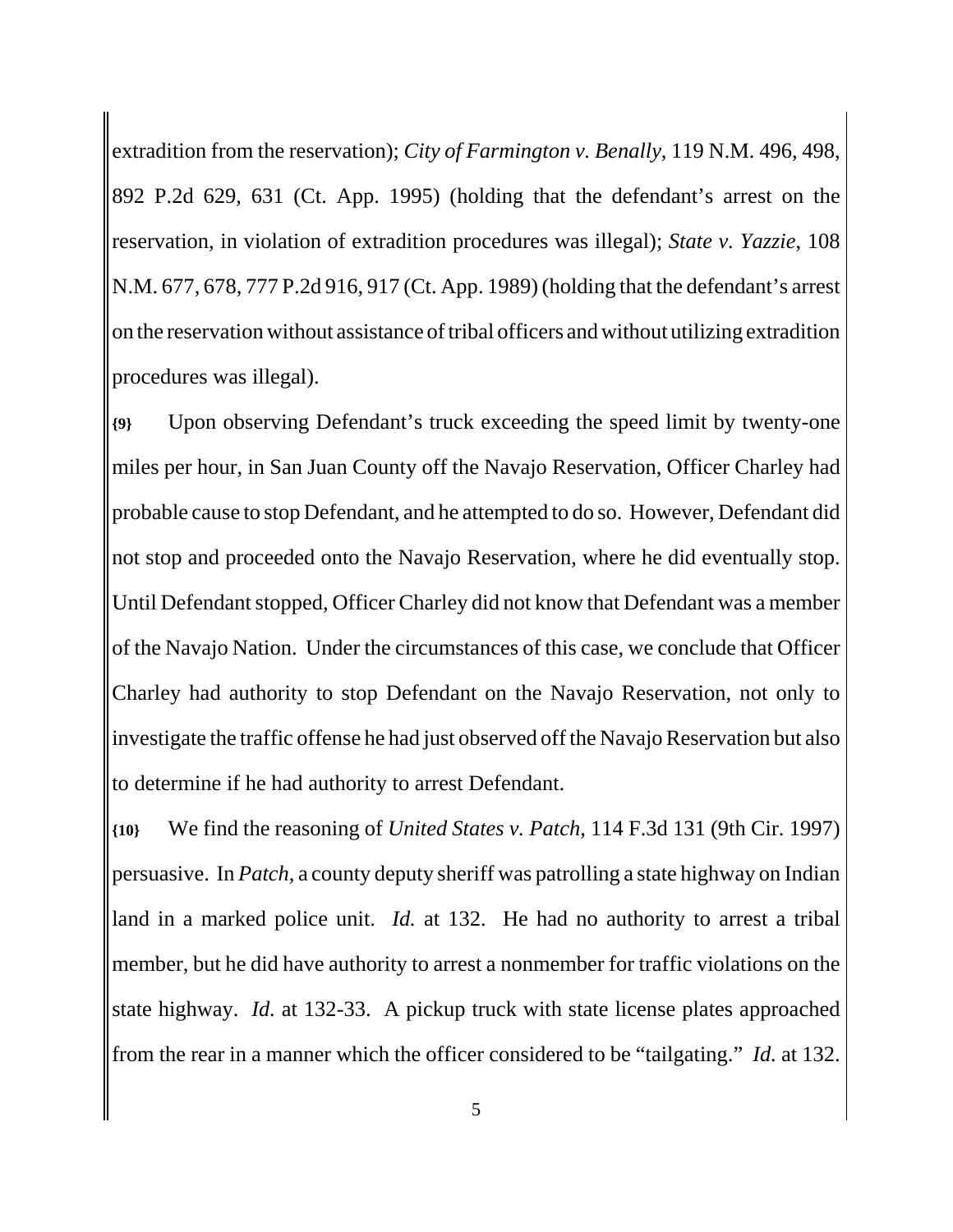extradition from the reservation); *City of Farmington v. Benally*, 119 N.M. 496, 498, 892 P.2d 629, 631 (Ct. App. 1995) (holding that the defendant's arrest on the reservation, in violation of extradition procedures was illegal); *State v. Yazzie*, 108 N.M. 677, 678, 777 P.2d 916, 917 (Ct. App. 1989) (holding that the defendant's arrest on the reservation without assistance of tribal officers and without utilizing extradition procedures was illegal).

**{9}** Upon observing Defendant's truck exceeding the speed limit by twenty-one miles per hour, in San Juan County off the Navajo Reservation, Officer Charley had probable cause to stop Defendant, and he attempted to do so. However, Defendant did not stop and proceeded onto the Navajo Reservation, where he did eventually stop. Until Defendant stopped, Officer Charley did not know that Defendant was a member of the Navajo Nation. Under the circumstances of this case, we conclude that Officer Charley had authority to stop Defendant on the Navajo Reservation, not only to investigate the traffic offense he had just observed off the Navajo Reservation but also to determine if he had authority to arrest Defendant.

**{10}** We find the reasoning of *United States v. Patch*, 114 F.3d 131 (9th Cir. 1997) persuasive. In *Patch*, a county deputy sheriff was patrolling a state highway on Indian land in a marked police unit. *Id.* at 132. He had no authority to arrest a tribal member, but he did have authority to arrest a nonmember for traffic violations on the state highway. *Id.* at 132-33. A pickup truck with state license plates approached from the rear in a manner which the officer considered to be "tailgating." *Id.* at 132.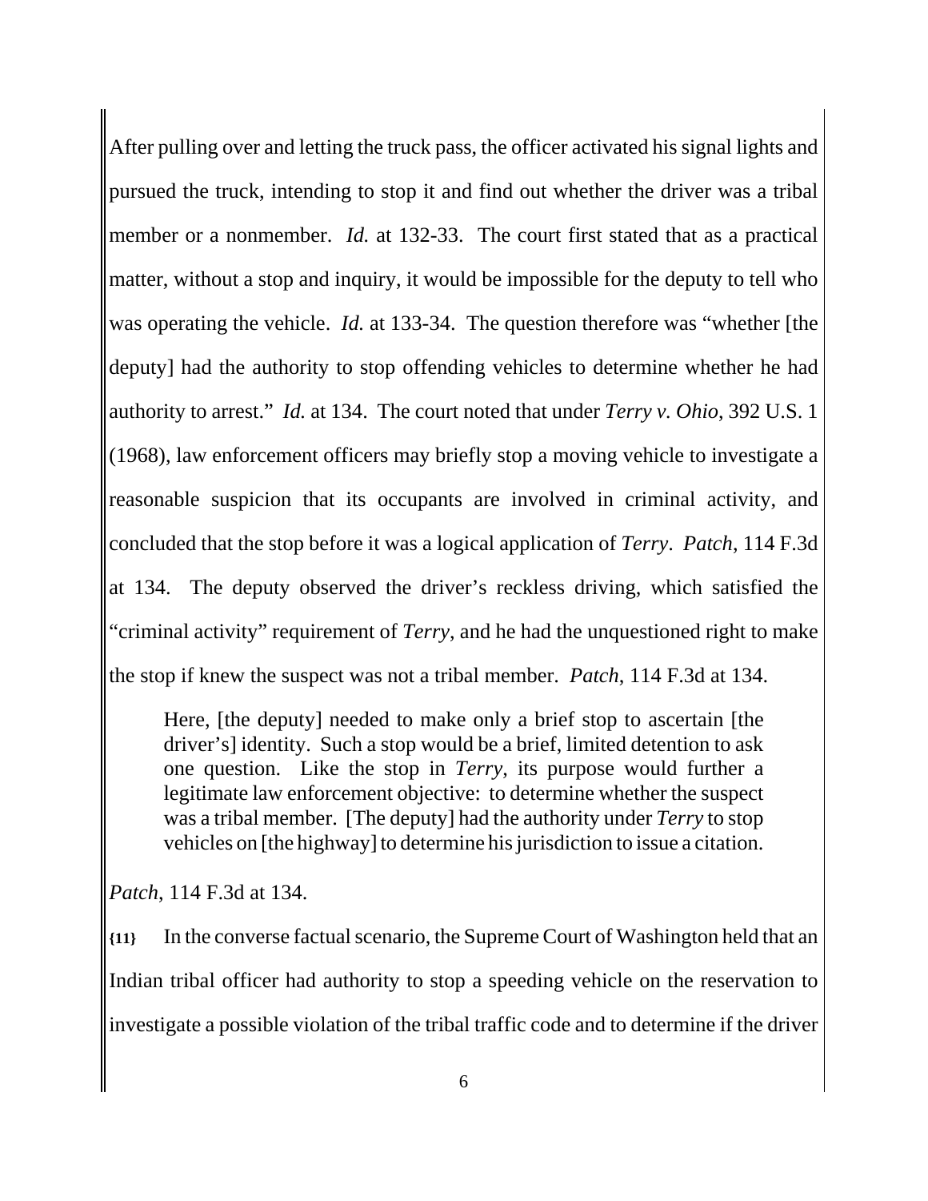After pulling over and letting the truck pass, the officer activated his signal lights and pursued the truck, intending to stop it and find out whether the driver was a tribal member or a nonmember. *Id.* at 132-33. The court first stated that as a practical matter, without a stop and inquiry, it would be impossible for the deputy to tell who was operating the vehicle. *Id.* at 133-34. The question therefore was "whether [the deputy] had the authority to stop offending vehicles to determine whether he had authority to arrest." *Id.* at 134. The court noted that under *Terry v. Ohio*, 392 U.S. 1 (1968), law enforcement officers may briefly stop a moving vehicle to investigate a reasonable suspicion that its occupants are involved in criminal activity, and concluded that the stop before it was a logical application of *Terry*. *Patch*, 114 F.3d at 134. The deputy observed the driver's reckless driving, which satisfied the "criminal activity" requirement of *Terry*, and he had the unquestioned right to make the stop if knew the suspect was not a tribal member. *Patch*, 114 F.3d at 134.

> Here, [the deputy] needed to make only a brief stop to ascertain [the driver's] identity. Such a stop would be a brief, limited detention to ask one question. Like the stop in *Terry*, its purpose would further a legitimate law enforcement objective: to determine whether the suspect was a tribal member. [The deputy] had the authority under *Terry* to stop vehicles on [the highway] to determine his jurisdiction to issue a citation.

*Patch*, 114 F.3d at 134.

**{11}** In the converse factual scenario, the Supreme Court of Washington held that an Indian tribal officer had authority to stop a speeding vehicle on the reservation to investigate a possible violation of the tribal traffic code and to determine if the driver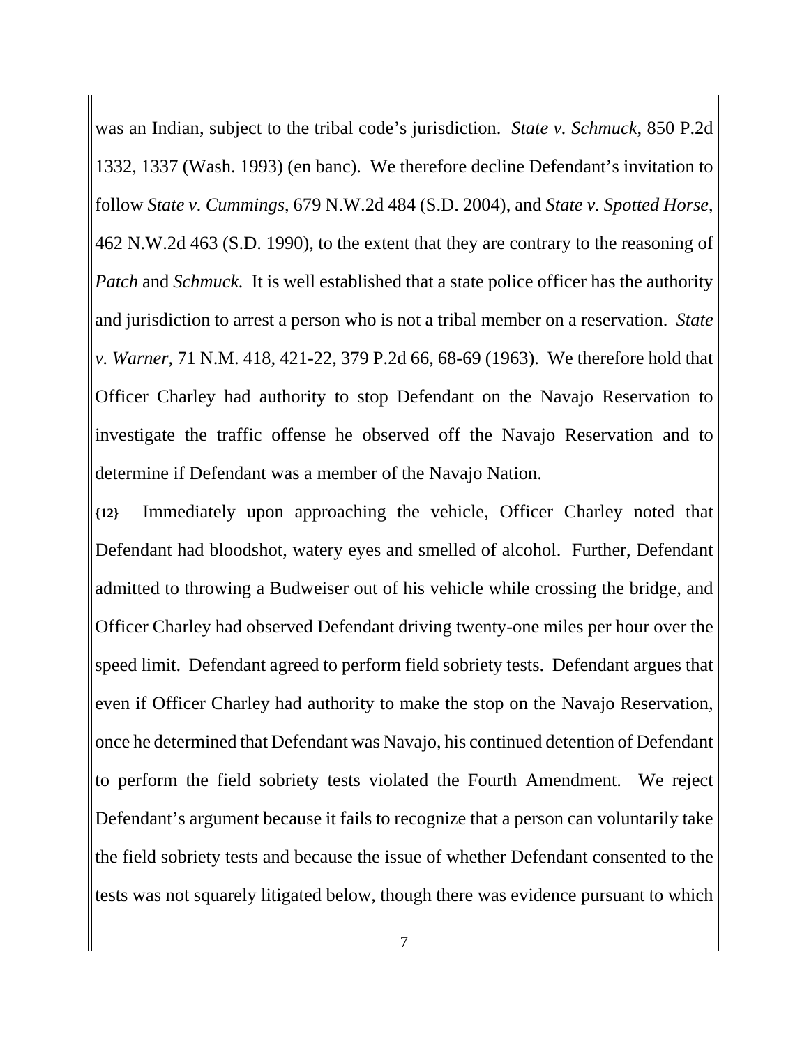was an Indian, subject to the tribal code's jurisdiction. *State v. Schmuck*, 850 P.2d 1332, 1337 (Wash. 1993) (en banc). We therefore decline Defendant's invitation to follow *State v. Cummings*, 679 N.W.2d 484 (S.D. 2004), and *State v. Spotted Horse*, 462 N.W.2d 463 (S.D. 1990), to the extent that they are contrary to the reasoning of *Patch* and *Schmuck.* It is well established that a state police officer has the authority and jurisdiction to arrest a person who is not a tribal member on a reservation. *State v. Warner*, 71 N.M. 418, 421-22, 379 P.2d 66, 68-69 (1963). We therefore hold that Officer Charley had authority to stop Defendant on the Navajo Reservation to investigate the traffic offense he observed off the Navajo Reservation and to determine if Defendant was a member of the Navajo Nation.

**{12}** Immediately upon approaching the vehicle, Officer Charley noted that Defendant had bloodshot, watery eyes and smelled of alcohol. Further, Defendant admitted to throwing a Budweiser out of his vehicle while crossing the bridge, and Officer Charley had observed Defendant driving twenty-one miles per hour over the speed limit. Defendant agreed to perform field sobriety tests. Defendant argues that even if Officer Charley had authority to make the stop on the Navajo Reservation, once he determined that Defendant was Navajo, his continued detention of Defendant to perform the field sobriety tests violated the Fourth Amendment. We reject Defendant's argument because it fails to recognize that a person can voluntarily take the field sobriety tests and because the issue of whether Defendant consented to the tests was not squarely litigated below, though there was evidence pursuant to which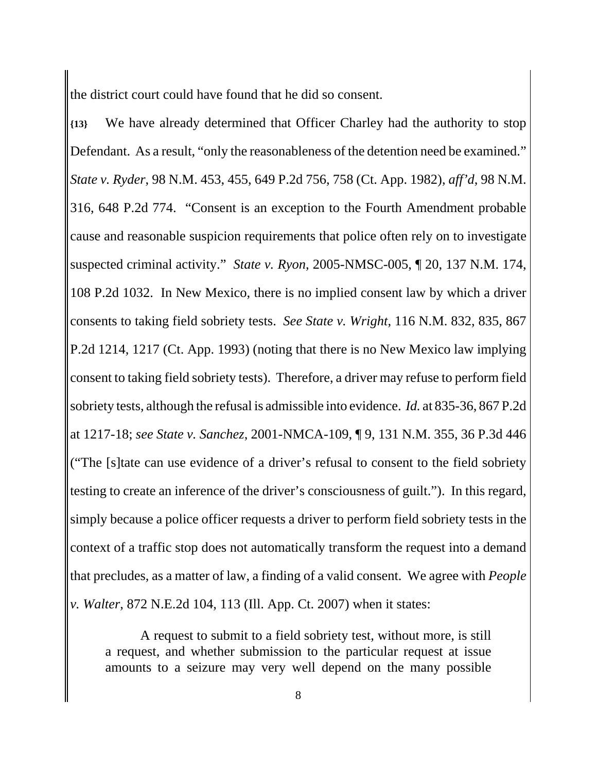the district court could have found that he did so consent.

**{13}** We have already determined that Officer Charley had the authority to stop Defendant. As a result, "only the reasonableness of the detention need be examined." *State v. Ryder*, 98 N.M. 453, 455, 649 P.2d 756, 758 (Ct. App. 1982), *aff'd*, 98 N.M. 316, 648 P.2d 774. "Consent is an exception to the Fourth Amendment probable cause and reasonable suspicion requirements that police often rely on to investigate suspected criminal activity." *State v. Ryon*, 2005-NMSC-005, ¶ 20, 137 N.M. 174, 108 P.2d 1032. In New Mexico, there is no implied consent law by which a driver consents to taking field sobriety tests. *See State v. Wright*, 116 N.M. 832, 835, 867 P.2d 1214, 1217 (Ct. App. 1993) (noting that there is no New Mexico law implying consent to taking field sobriety tests). Therefore, a driver may refuse to perform field sobriety tests, although the refusal is admissible into evidence. *Id.* at 835-36, 867 P.2d at 1217-18; *see State v. Sanchez*, 2001-NMCA-109, ¶ 9, 131 N.M. 355, 36 P.3d 446 ("The [s]tate can use evidence of a driver's refusal to consent to the field sobriety testing to create an inference of the driver's consciousness of guilt."). In this regard, simply because a police officer requests a driver to perform field sobriety tests in the context of a traffic stop does not automatically transform the request into a demand that precludes, as a matter of law, a finding of a valid consent. We agree with *People v. Walter*, 872 N.E.2d 104, 113 (Ill. App. Ct. 2007) when it states:

> A request to submit to a field sobriety test, without more, is still a request, and whether submission to the particular request at issue amounts to a seizure may very well depend on the many possible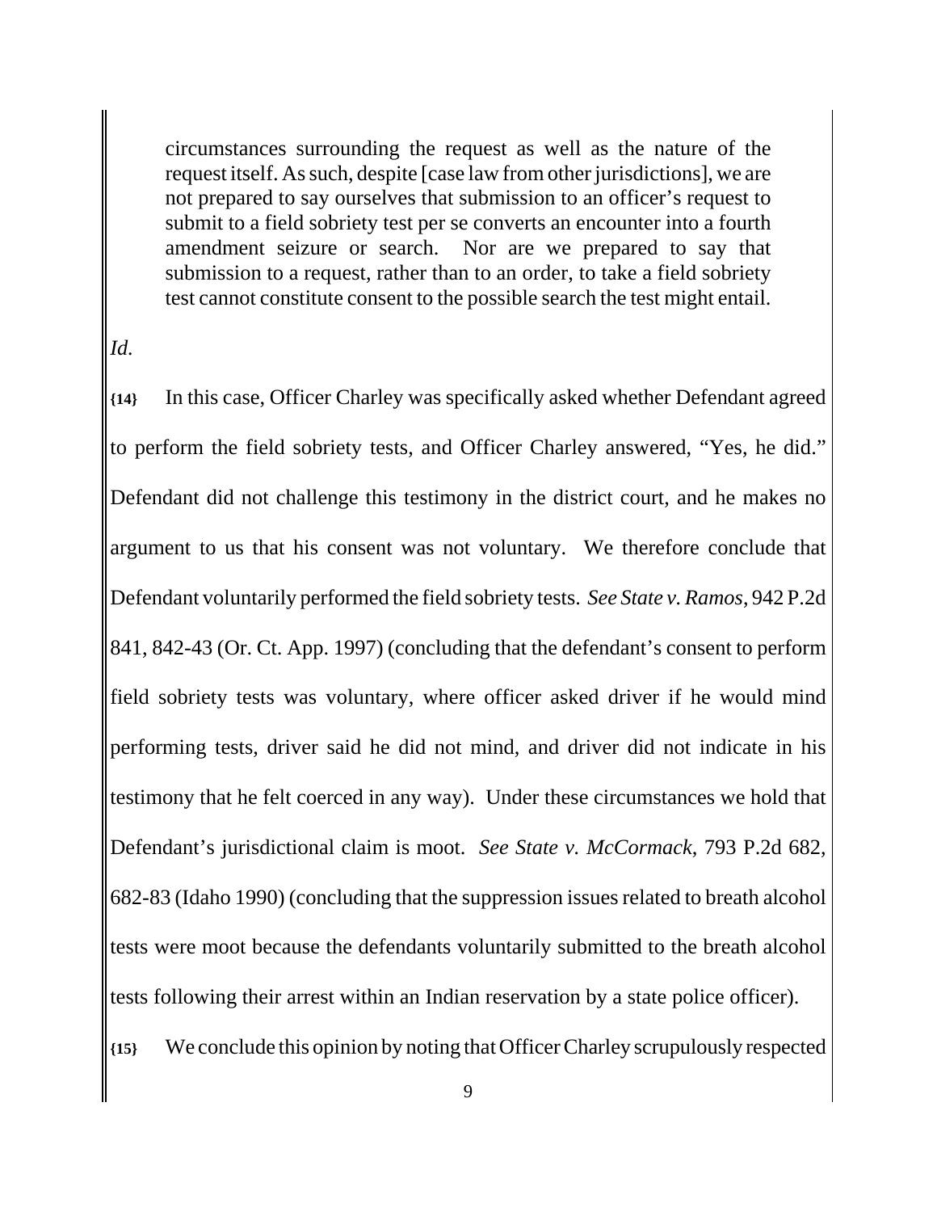> circumstances surrounding the request as well as the nature of the request itself. As such, despite [case law from other jurisdictions], we are not prepared to say ourselves that submission to an officer's request to submit to a field sobriety test per se converts an encounter into a fourth amendment seizure or search. Nor are we prepared to say that submission to a request, rather than to an order, to take a field sobriety test cannot constitute consent to the possible search the test might entail.

*Id.*

**{14}** In this case, Officer Charley was specifically asked whether Defendant agreed to perform the field sobriety tests, and Officer Charley answered, "Yes, he did." Defendant did not challenge this testimony in the district court, and he makes no argument to us that his consent was not voluntary. We therefore conclude that Defendant voluntarily performed the field sobriety tests. *See State v. Ramos*, 942 P.2d 841, 842-43 (Or. Ct. App. 1997) (concluding that the defendant's consent to perform field sobriety tests was voluntary, where officer asked driver if he would mind performing tests, driver said he did not mind, and driver did not indicate in his testimony that he felt coerced in any way). Under these circumstances we hold that Defendant's jurisdictional claim is moot. *See State v. McCormack*, 793 P.2d 682, 682-83 (Idaho 1990) (concluding that the suppression issues related to breath alcohol tests were moot because the defendants voluntarily submitted to the breath alcohol tests following their arrest within an Indian reservation by a state police officer).

**{15}** We conclude this opinion by noting that Officer Charley scrupulously respected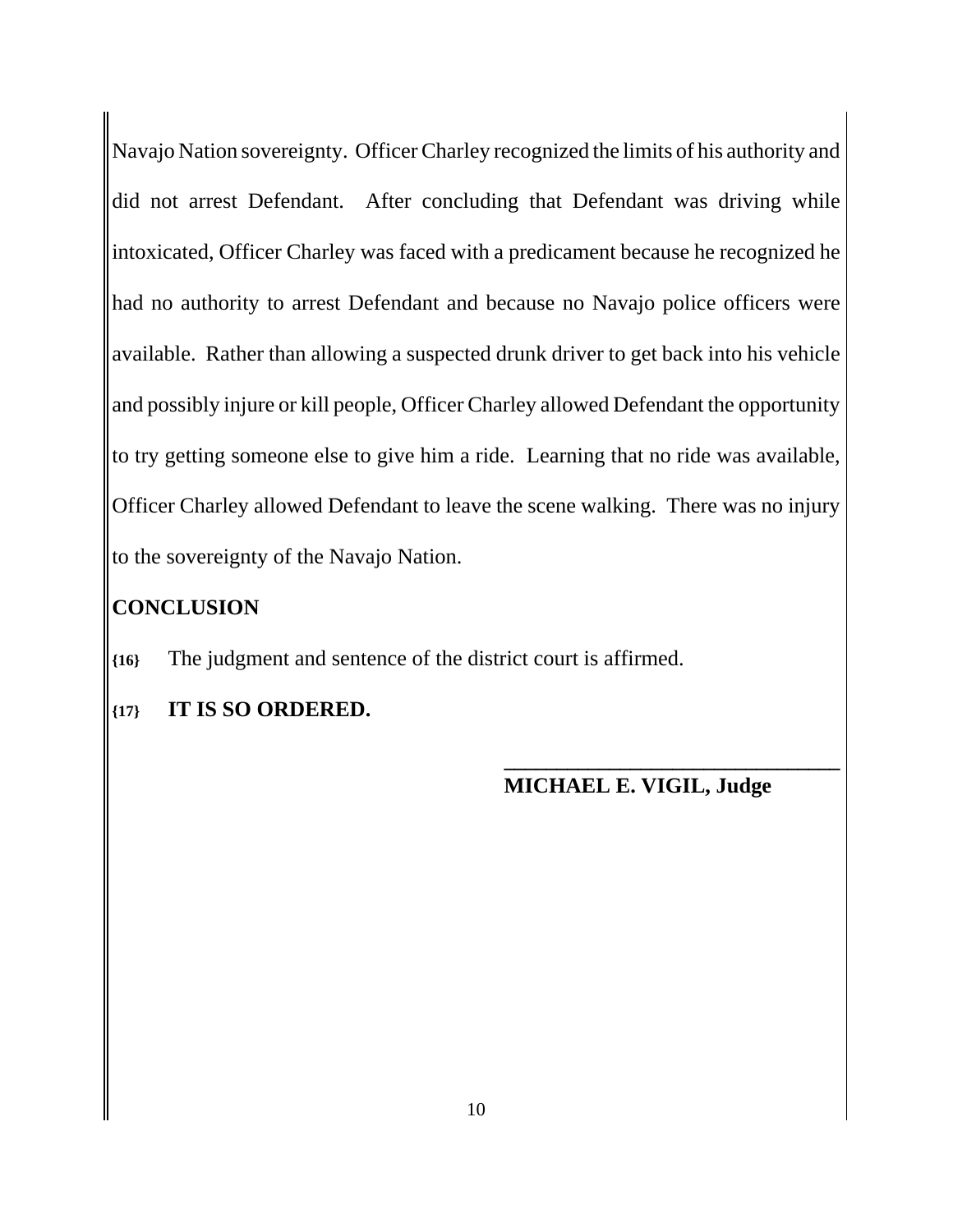Navajo Nation sovereignty. Officer Charley recognized the limits of his authority and did not arrest Defendant. After concluding that Defendant was driving while intoxicated, Officer Charley was faced with a predicament because he recognized he had no authority to arrest Defendant and because no Navajo police officers were available. Rather than allowing a suspected drunk driver to get back into his vehicle and possibly injure or kill people, Officer Charley allowed Defendant the opportunity to try getting someone else to give him a ride. Learning that no ride was available, Officer Charley allowed Defendant to leave the scene walking. There was no injury to the sovereignty of the Navajo Nation.

**CONCLUSION**

**{16}** The judgment and sentence of the district court is affirmed.

**{17}** **IT IS SO ORDERED.**

_______________________________

**MICHAEL E. VIGIL, Judge**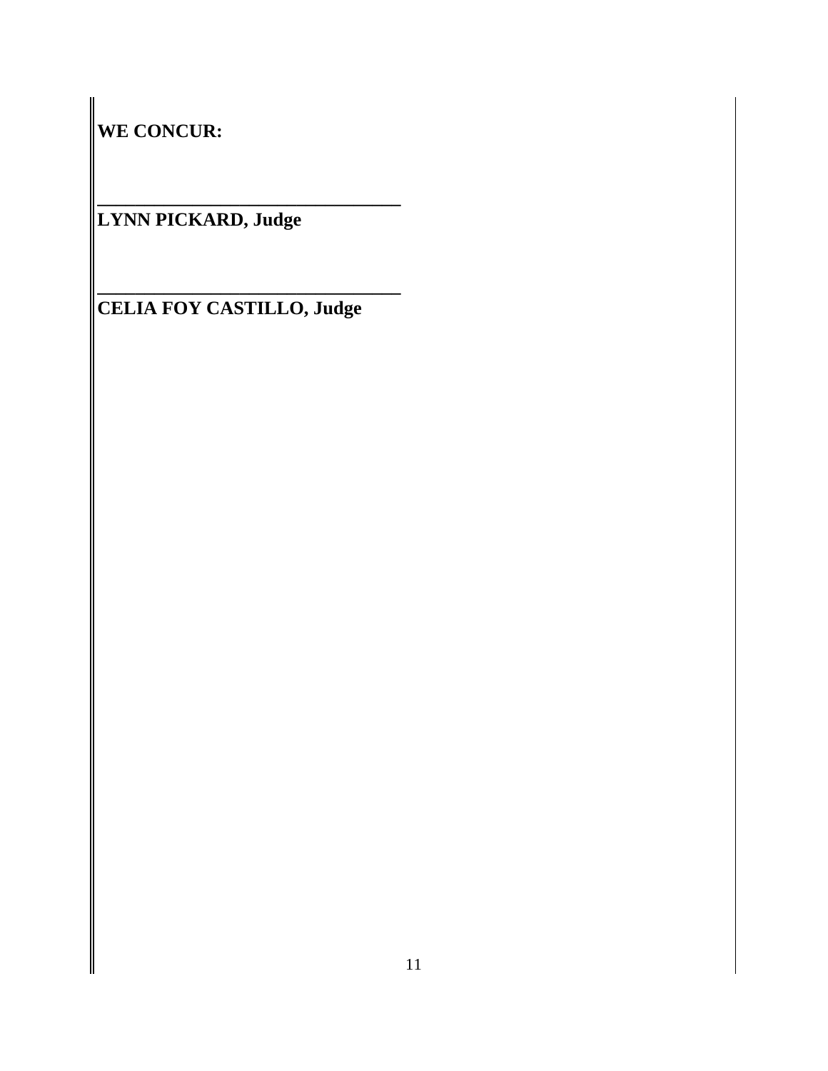**WE CONCUR:**

\_\_\_\_\_\_\_\_\_\_\_\_\_\_\_\_\_\_\_\_\_\_\_\_\_\_\_\_\_\_\_\_\_\_\_

**LYNN PICKARD, Judge**

\_\_\_\_\_\_\_\_\_\_\_\_\_\_\_\_\_\_\_\_\_\_\_\_\_\_\_\_\_\_\_\_\_\_\_

**CELIA FOY CASTILLO, Judge**